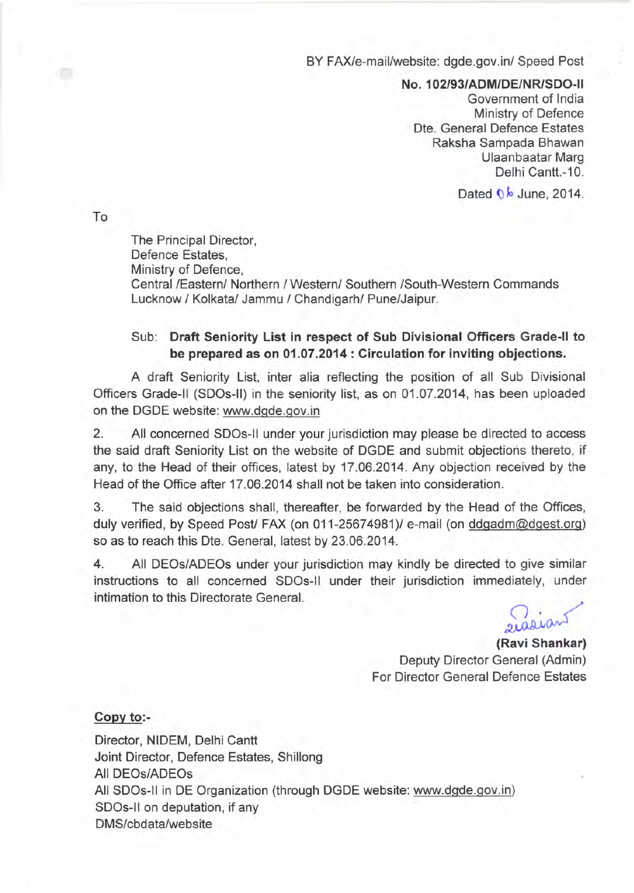BY FAX/e-mail/website: dgde.gov.in/ Speed Post

**No. 102/93/ADM/DE/NR/SDO-II**
Government of India
Ministry of Defence
Dte. General Defence Estates
Raksha Sampada Bhawan
Ulaanbaatar Marg
Delhi Cantt.-10.

Dated 06 June, 2014.

To

The Principal Director,
Defence Estates,
Ministry of Defence,
Central /Eastern/ Northern / Western/ Southern /South-Western Commands
Lucknow / Kolkata/ Jammu / Chandigarh/ Pune/Jaipur.

Sub: **Draft Seniority List in respect of Sub Divisional Officers Grade-II to be prepared as on 01.07.2014 : Circulation for inviting objections.**

A draft Seniority List, inter alia reflecting the position of all Sub Divisional Officers Grade-II (SDOs-II) in the seniority list, as on 01.07.2014, has been uploaded on the DGDE website: www.dgde.gov.in

2. All concerned SDOs-II under your jurisdiction may please be directed to access the said draft Seniority List on the website of DGDE and submit objections thereto, if any, to the Head of their offices, latest by 17.06.2014. Any objection received by the Head of the Office after 17.06.2014 shall not be taken into consideration.

3. The said objections shall, thereafter, be forwarded by the Head of the Offices, duly verified, by Speed Post/ FAX (on 011-25674981)/ e-mail (on ddgadm@dgest.org) so as to reach this Dte. General, latest by 23.06.2014.

4. All DEOs/ADEOs under your jurisdiction may kindly be directed to give similar instructions to all concerned SDOs-II under their jurisdiction immediately, under intimation to this Directorate General.

**(Ravi Shankar)**
Deputy Director General (Admin)
For Director General Defence Estates

**Copy to:-**

Director, NIDEM, Delhi Cantt
Joint Director, Defence Estates, Shillong
All DEOs/ADEOs
All SDOs-II in DE Organization (through DGDE website: www.dgde.gov.in)
SDOs-II on deputation, if any
DMS/cbdata/website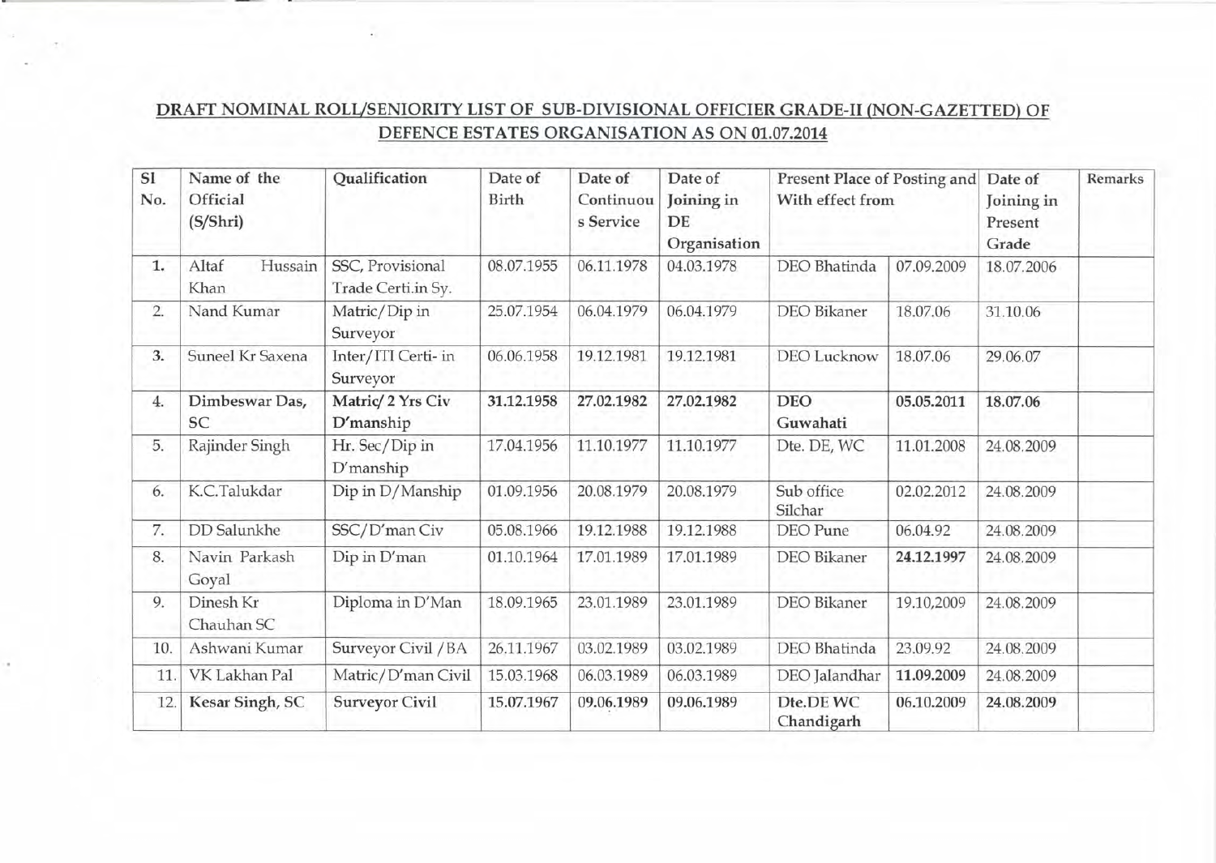## DRAFT NOMINAL ROLL/SENIORITY LIST OF SUB-DIVISIONAL OFFICIER GRADE-II (NON-GAZETTED) OF DEFENCE ESTATES ORGANISATION AS ON 01.07.2014

| Sl No. | Name of the Official (S/Shri) | Qualification | Date of Birth | Date of Continuous Service | Date of Joining in DE Organisation | Present Place of Posting and With effect from | | Date of Joining in Present Grade | Remarks |
|---|---|---|---|---|---|---|---|---|---|
| 1. | Altaf Hussain Khan | SSC, Provisional Trade Certi.in Sy. | 08.07.1955 | 06.11.1978 | 04.03.1978 | DEO Bhatinda | 07.09.2009 | 18.07.2006 | |
| 2. | Nand Kumar | Matric/Dip in Surveyor | 25.07.1954 | 06.04.1979 | 06.04.1979 | DEO Bikaner | 18.07.06 | 31.10.06 | |
| 3. | Suneel Kr Saxena | Inter/ITI Certi- in Surveyor | 06.06.1958 | 19.12.1981 | 19.12.1981 | DEO Lucknow | 18.07.06 | 29.06.07 | |
| **4.** | **Dimbeswar Das, SC** | **Matric/ 2 Yrs Civ D'manship** | **31.12.1958** | **27.02.1982** | **27.02.1982** | **DEO Guwahati** | **05.05.2011** | **18.07.06** | |
| 5. | Rajinder Singh | Hr. Sec/Dip in D'manship | 17.04.1956 | 11.10.1977 | 11.10.1977 | Dte. DE, WC | 11.01.2008 | 24.08.2009 | |
| 6. | K.C.Talukdar | Dip in D/Manship | 01.09.1956 | 20.08.1979 | 20.08.1979 | Sub office Silchar | 02.02.2012 | 24.08.2009 | |
| 7. | DD Salunkhe | SSC/D'man Civ | 05.08.1966 | 19.12.1988 | 19.12.1988 | DEO Pune | 06.04.92 | 24.08.2009 | |
| 8. | Navin Parkash Goyal | Dip in D'man | 01.10.1964 | 17.01.1989 | 17.01.1989 | DEO Bikaner | **24.12.1997** | 24.08.2009 | |
| 9. | Dinesh Kr Chauhan SC | Diploma in D'Man | 18.09.1965 | 23.01.1989 | 23.01.1989 | DEO Bikaner | 19.10,2009 | 24.08.2009 | |
| 10. | Ashwani Kumar | Surveyor Civil /BA | 26.11.1967 | 03.02.1989 | 03.02.1989 | DEO Bhatinda | 23.09.92 | 24.08.2009 | |
| 11. | VK Lakhan Pal | Matric/D'man Civil | 15.03.1968 | 06.03.1989 | 06.03.1989 | DEO Jalandhar | **11.09.2009** | 24.08.2009 | |
| 12. | **Kesar Singh, SC** | **Surveyor Civil** | **15.07.1967** | 09.06.1989 | **09.06.1989** | **Dte.DE WC Chandigarh** | **06.10.2009** | **24.08.2009** | |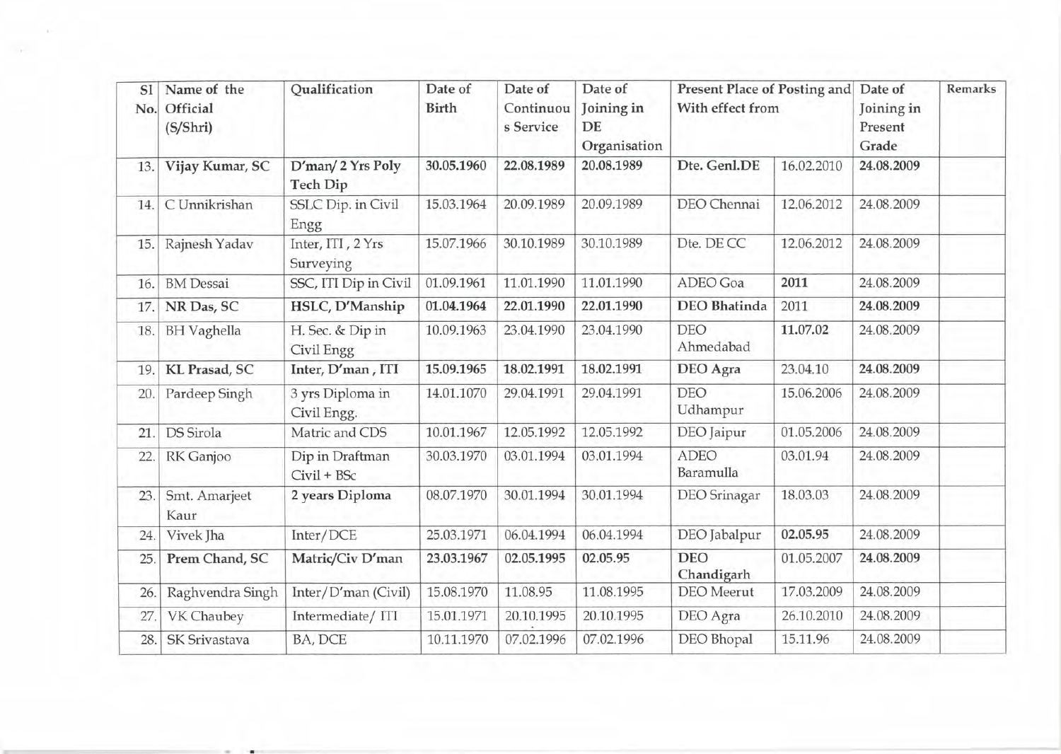| Sl No. | Name of the Official (S/Shri) | Qualification | Date of Birth | Date of Continuous Service | Date of Joining in DE Organisation | Present Place of Posting and With effect from | | Date of Joining in Present Grade | Remarks |
|---|---|---|---|---|---|---|---|---|---|
| 13. | **Vijay Kumar, SC** | **D'man/ 2 Yrs Poly Tech Dip** | **30.05.1960** | **22.08.1989** | **20.08.1989** | **Dte. Genl.DE** | 16.02.2010 | **24.08.2009** | |
| 14. | C Unnikrishan | SSLC Dip. in Civil Engg | 15.03.1964 | 20.09.1989 | 20.09.1989 | DEO Chennai | 12.06.2012 | 24.08.2009 | |
| 15. | Rajnesh Yadav | Inter, ITI , 2 Yrs Surveying | 15.07.1966 | 30.10.1989 | 30.10.1989 | Dte. DE CC | 12.06.2012 | 24.08.2009 | |
| 16. | BM Dessai | SSC, ITI Dip in Civil | 01.09.1961 | 11.01.1990 | 11.01.1990 | ADEO Goa | **2011** | 24.08.2009 | |
| 17. | **NR Das, SC** | **HSLC, D'Manship** | **01.04.1964** | **22.01.1990** | **22.01.1990** | **DEO Bhatinda** | 2011 | **24.08.2009** | |
| 18. | BH Vaghella | H. Sec. & Dip in Civil Engg | 10.09.1963 | 23.04.1990 | 23.04.1990 | DEO Ahmedabad | **11.07.02** | 24.08.2009 | |
| 19. | **KL Prasad, SC** | **Inter, D'man , ITI** | **15.09.1965** | **18.02.1991** | **18.02.1991** | **DEO Agra** | 23.04.10 | **24.08.2009** | |
| 20. | Pardeep Singh | 3 yrs Diploma in Civil Engg. | 14.01.1070 | 29.04.1991 | 29.04.1991 | DEO Udhampur | 15.06.2006 | 24.08.2009 | |
| 21. | DS Sirola | Matric and CDS | 10.01.1967 | 12.05.1992 | 12.05.1992 | DEO Jaipur | 01.05.2006 | 24.08.2009 | |
| 22. | RK Ganjoo | Dip in Draftman Civil + BSc | 30.03.1970 | 03.01.1994 | 03.01.1994 | ADEO Baramulla | 03.01.94 | 24.08.2009 | |
| 23. | Smt. Amarjeet Kaur | **2 years Diploma** | 08.07.1970 | 30.01.1994 | 30.01.1994 | DEO Srinagar | 18.03.03 | 24.08.2009 | |
| 24. | Vivek Jha | Inter/DCE | 25.03.1971 | 06.04.1994 | 06.04.1994 | DEO Jabalpur | **02.05.95** | 24.08.2009 | |
| 25. | **Prem Chand, SC** | **Matric/Civ D'man** | **23.03.1967** | **02.05.1995** | **02.05.95** | **DEO Chandigarh** | 01.05.2007 | **24.08.2009** | |
| 26. | Raghvendra Singh | Inter/D'man (Civil) | 15.08.1970 | 11.08.95 | 11.08.1995 | DEO Meerut | 17.03.2009 | 24.08.2009 | |
| 27. | VK Chaubey | Intermediate/ ITI | 15.01.1971 | 20.10.1995 | 20.10.1995 | DEO Agra | 26.10.2010 | 24.08.2009 | |
| 28. | SK Srivastava | BA, DCE | 10.11.1970 | 07.02.1996 | 07.02.1996 | DEO Bhopal | 15.11.96 | 24.08.2009 | |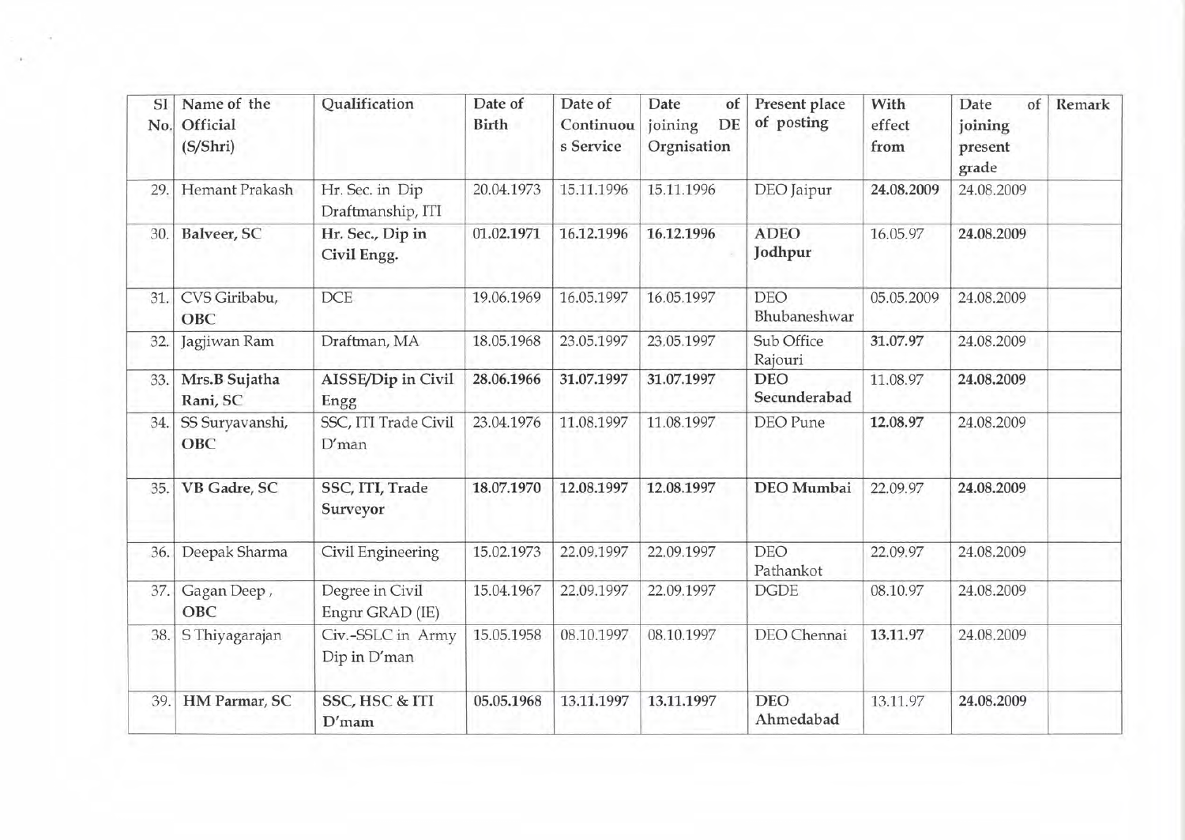| Sl No. | Name of the Official (S/Shri) | Qualification | Date of Birth | Date of Continuous Service | Date of joining DE Orgnisation | Present place of posting | With effect from | Date of joining present grade | Remark |
|---|---|---|---|---|---|---|---|---|---|
| 29. | Hemant Prakash | Hr. Sec. in Dip Draftmanship, ITI | 20.04.1973 | 15.11.1996 | 15.11.1996 | DEO Jaipur | **24.08.2009** | 24.08.2009 | |
| 30. | **Balveer, SC** | **Hr. Sec., Dip in Civil Engg.** | **01.02.1971** | **16.12.1996** | **16.12.1996** | **ADEO Jodhpur** | 16.05.97 | **24.08.2009** | |
| 31. | CVS Giribabu, **OBC** | DCE | 19.06.1969 | 16.05.1997 | 16.05.1997 | DEO Bhubaneshwar | 05.05.2009 | 24.08.2009 | |
| 32. | Jagjiwan Ram | Draftman, MA | 18.05.1968 | 23.05.1997 | 23.05.1997 | Sub Office Rajouri | **31.07.97** | 24.08.2009 | |
| 33. | **Mrs.B Sujatha Rani, SC** | **AISSE/Dip in Civil Engg** | **28.06.1966** | **31.07.1997** | **31.07.1997** | **DEO Secunderabad** | 11.08.97 | **24.08.2009** | |
| 34. | SS Suryavanshi, **OBC** | SSC, ITI Trade Civil D'man | 23.04.1976 | 11.08.1997 | 11.08.1997 | DEO Pune | **12.08.97** | 24.08.2009 | |
| 35. | **VB Gadre, SC** | **SSC, ITI, Trade Surveyor** | **18.07.1970** | **12.08.1997** | **12.08.1997** | **DEO Mumbai** | 22.09.97 | **24.08.2009** | |
| 36. | Deepak Sharma | Civil Engineering | 15.02.1973 | 22.09.1997 | 22.09.1997 | DEO Pathankot | 22.09.97 | 24.08.2009 | |
| 37. | Gagan Deep , **OBC** | Degree in Civil Engnr GRAD (IE) | 15.04.1967 | 22.09.1997 | 22.09.1997 | DGDE | 08.10.97 | 24.08.2009 | |
| 38. | S Thiyagarajan | Civ.-SSLC in Army Dip in D'man | 15.05.1958 | 08.10.1997 | 08.10.1997 | DEO Chennai | **13.11.97** | 24.08.2009 | |
| 39. | **HM Parmar, SC** | **SSC, HSC & ITI D'mam** | **05.05.1968** | **13.11.1997** | **13.11.1997** | **DEO Ahmedabad** | 13.11.97 | **24.08.2009** | |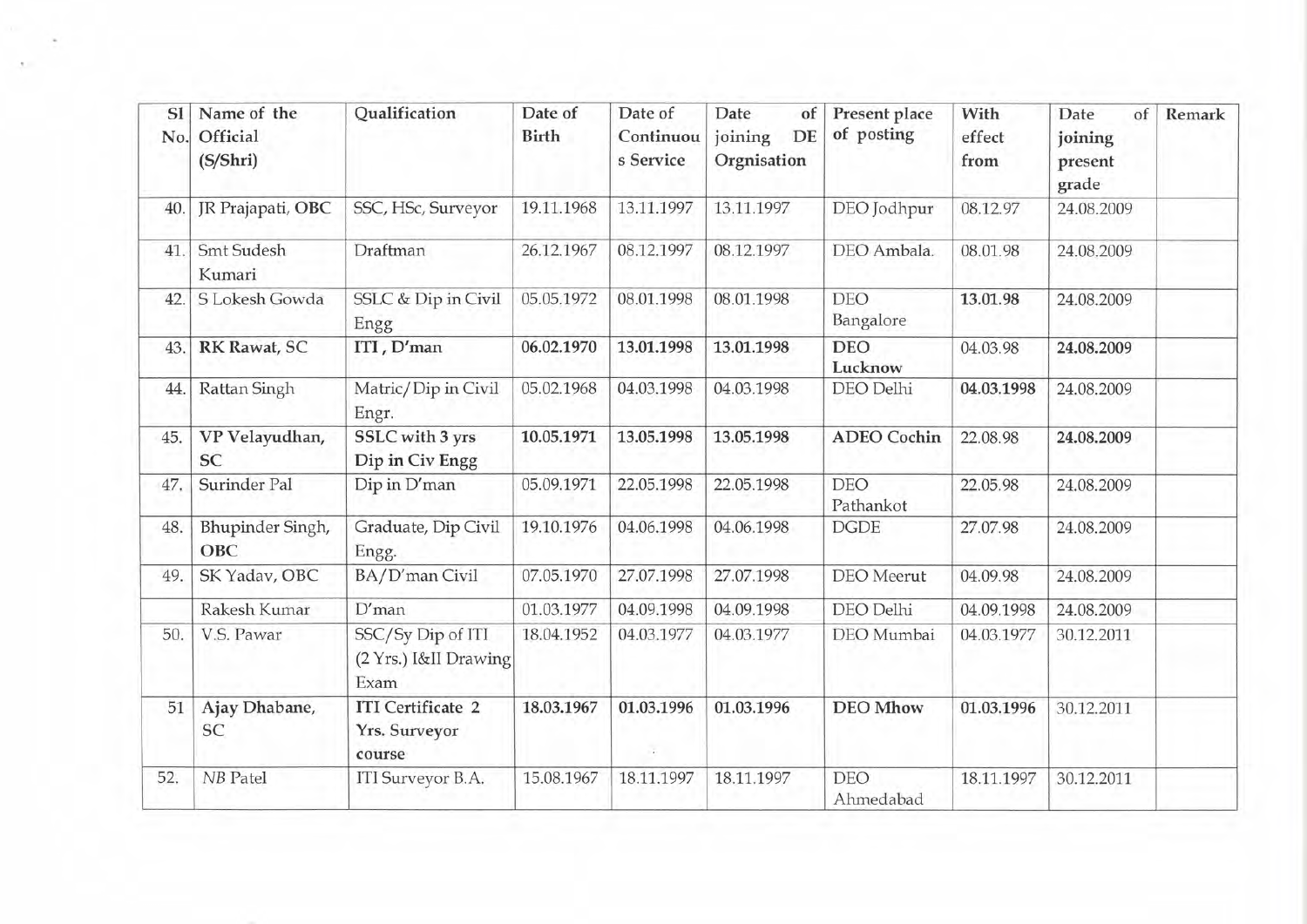| Sl No. | Name of the Official (S/Shri) | Qualification | Date of Birth | Date of Continuous Service | Date of joining DE Orgnisation | Present place of posting | With effect from | Date of joining present grade | Remark |
|---|---|---|---|---|---|---|---|---|---|
| 40. | JR Prajapati, **OBC** | SSC, HSc, Surveyor | 19.11.1968 | 13.11.1997 | 13.11.1997 | DEO Jodhpur | 08.12.97 | 24.08.2009 | |
| 41. | Smt Sudesh Kumari | Draftman | 26.12.1967 | 08.12.1997 | 08.12.1997 | DEO Ambala. | 08.01.98 | 24.08.2009 | |
| 42. | S Lokesh Gowda | SSLC & Dip in Civil Engg | 05.05.1972 | 08.01.1998 | 08.01.1998 | DEO Bangalore | **13.01.98** | 24.08.2009 | |
| 43. | **RK Rawat**, SC | **ITI , D'man** | **06.02.1970** | **13.01.1998** | **13.01.1998** | **DEO Lucknow** | 04.03.98 | **24.08.2009** | |
| 44. | Rattan Singh | Matric/Dip in Civil Engr. | 05.02.1968 | 04.03.1998 | 04.03.1998 | DEO Delhi | **04.03.1998** | 24.08.2009 | |
| 45. | **VP Velayudhan, SC** | **SSLC with 3 yrs Dip in Civ Engg** | **10.05.1971** | **13.05.1998** | **13.05.1998** | **ADEO Cochin** | 22.08.98 | **24.08.2009** | |
| 47. | Surinder Pal | Dip in D'man | 05.09.1971 | 22.05.1998 | 22.05.1998 | DEO Pathankot | 22.05.98 | 24.08.2009 | |
| 48. | Bhupinder Singh, **OBC** | Graduate, Dip Civil Engg. | 19.10.1976 | 04.06.1998 | 04.06.1998 | DGDE | 27.07.98 | 24.08.2009 | |
| 49. | SK Yadav, OBC | BA/D'man Civil | 07.05.1970 | 27.07.1998 | 27.07.1998 | DEO Meerut | 04.09.98 | 24.08.2009 | |
| | Rakesh Kumar | D'man | 01.03.1977 | 04.09.1998 | 04.09.1998 | DEO Delhi | 04.09.1998 | 24.08.2009 | |
| 50. | V.S. Pawar | SSC/Sy Dip of ITI (2 Yrs.) I&II Drawing Exam | 18.04.1952 | 04.03.1977 | 04.03.1977 | DEO Mumbai | 04.03.1977 | 30.12.2011 | |
| 51 | **Ajay Dhabane,** SC | **ITI Certificate 2 Yrs. Surveyor course** | **18.03.1967** | **01.03.1996** | **01.03.1996** | **DEO Mhow** | **01.03.1996** | 30.12.2011 | |
| 52. | *NB* Patel | ITI Surveyor B.A. | 15.08.1967 | 18.11.1997 | 18.11.1997 | DEO Ahmedabad | 18.11.1997 | 30.12.2011 | |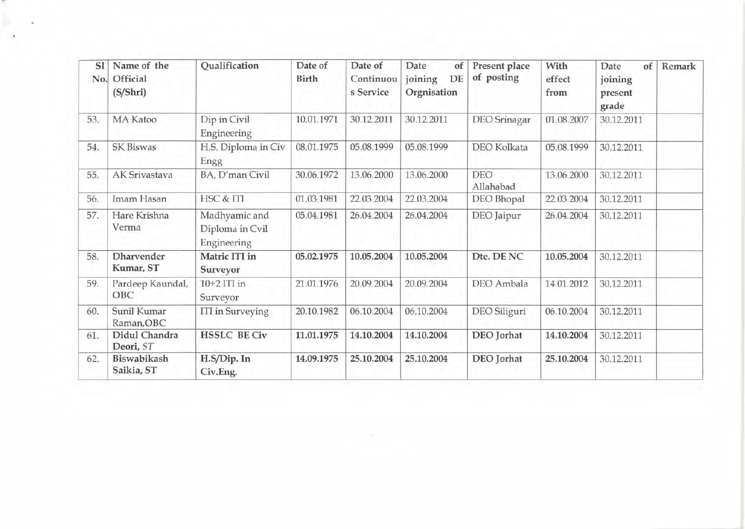| Sl No. | Name of the Official (S/Shri) | Qualification | Date of Birth | Date of Continuous Service | Date of joining DE Orgnisation | Present place of posting | With effect from | Date of joining present grade | Remark |
|---|---|---|---|---|---|---|---|---|---|
| 53. | MA Katoo | Dip in Civil Engineering | 10.01.1971 | 30.12.2011 | 30.12.2011 | DEO Srinagar | 01.08.2007 | 30.12.2011 | |
| 54. | SK Biswas | H.S. Diploma in Civ Engg | 08.01.1975 | 05.08.1999 | 05.08.1999 | DEO Kolkata | 05.08.1999 | 30.12.2011 | |
| 55. | AK Srivastava | BA, D'man Civil | 30.06.1972 | 13.06.2000 | 13.06.2000 | DEO Allahabad | 13.06.2000 | 30.12.2011 | |
| 56. | Imam Hasan | HSC & ITI | 01.03.1981 | 22.03.2004 | 22.03.2004 | DEO Bhopal | 22.03.2004 | 30.12.2011 | |
| 57. | Hare Krishna Verma | Madhyamic and Diploma in Cvil Engineering | 05.04.1981 | 26.04.2004 | 26.04.2004 | DEO Jaipur | 26.04.2004 | 30.12.2011 | |
| 58. | **Dharvender Kumar, ST** | **Matric ITI in Surveyor** | **05.02.1975** | **10.05.2004** | **10.05.2004** | **Dte. DE NC** | **10.05.2004** | 30.12.2011 | |
| 59. | Pardeep Kaundal, OBC | 10+2 ITI in Surveyor | 21.01.1976 | 20.09.2004 | 20.09.2004 | DEO Ambala | 14.01.2012 | 30.12.2011 | |
| 60. | Sunil Kumar Raman,OBC | ITI in Surveying | 20.10.1982 | 06.10.2004 | 06.10.2004 | DEO Siliguri | 06.10.2004 | 30.12.2011 | |
| 61. | **Didul Chandra Deori,** *ST* | **HSSLC BE Civ** | **11.01.1975** | **14.10.2004** | **14.10.2004** | **DEO Jorhat** | **14.10.2004** | 30.12.2011 | |
| 62. | **Biswabikash Saikia, ST** | **H.S/Dip. In Civ.Eng.** | **14.09.1975** | **25.10.2004** | **25.10.2004** | **DEO Jorhat** | **25.10.2004** | 30.12.2011 | |